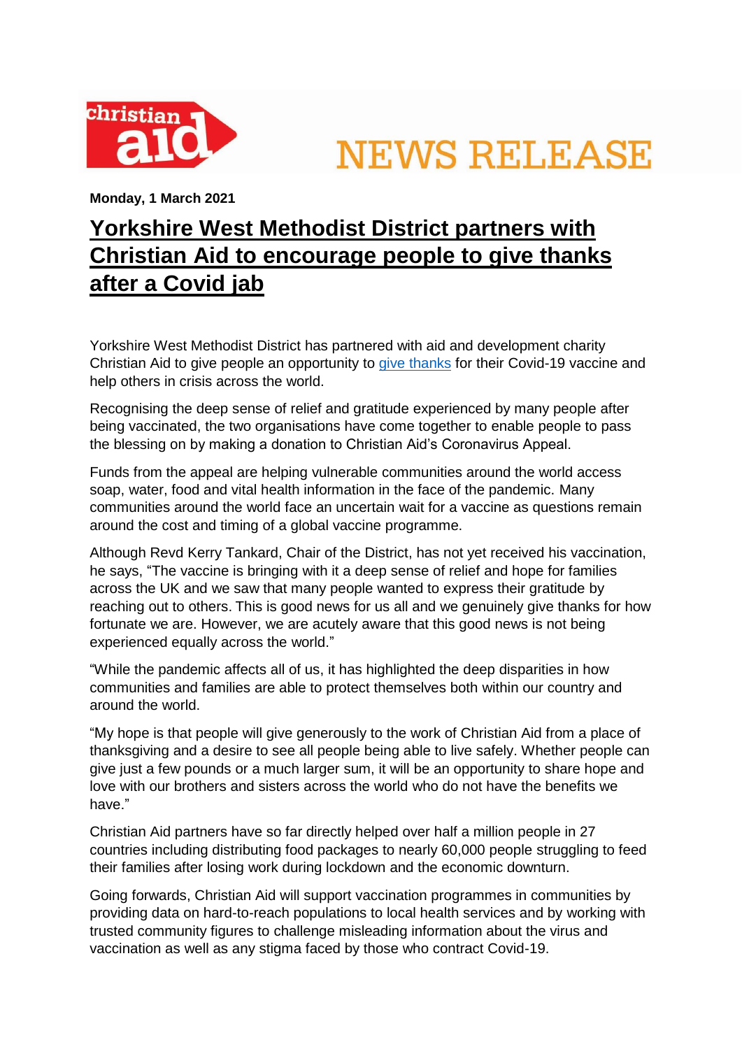christian aid

NEWS RELEASE

**Monday, 1 March 2021**

# Yorkshire West Methodist District partners with Christian Aid to encourage people to give thanks after a Covid jab

Yorkshire West Methodist District has partnered with aid and development charity Christian Aid to give people an opportunity to give thanks for their Covid-19 vaccine and help others in crisis across the world.

Recognising the deep sense of relief and gratitude experienced by many people after being vaccinated, the two organisations have come together to enable people to pass the blessing on by making a donation to Christian Aid's Coronavirus Appeal.

Funds from the appeal are helping vulnerable communities around the world access soap, water, food and vital health information in the face of the pandemic. Many communities around the world face an uncertain wait for a vaccine as questions remain around the cost and timing of a global vaccine programme.

Although Revd Kerry Tankard, Chair of the District, has not yet received his vaccination, he says, "The vaccine is bringing with it a deep sense of relief and hope for families across the UK and we saw that many people wanted to express their gratitude by reaching out to others. This is good news for us all and we genuinely give thanks for how fortunate we are. However, we are acutely aware that this good news is not being experienced equally across the world."

"While the pandemic affects all of us, it has highlighted the deep disparities in how communities and families are able to protect themselves both within our country and around the world.

"My hope is that people will give generously to the work of Christian Aid from a place of thanksgiving and a desire to see all people being able to live safely. Whether people can give just a few pounds or a much larger sum, it will be an opportunity to share hope and love with our brothers and sisters across the world who do not have the benefits we have."

Christian Aid partners have so far directly helped over half a million people in 27 countries including distributing food packages to nearly 60,000 people struggling to feed their families after losing work during lockdown and the economic downturn.

Going forwards, Christian Aid will support vaccination programmes in communities by providing data on hard-to-reach populations to local health services and by working with trusted community figures to challenge misleading information about the virus and vaccination as well as any stigma faced by those who contract Covid-19.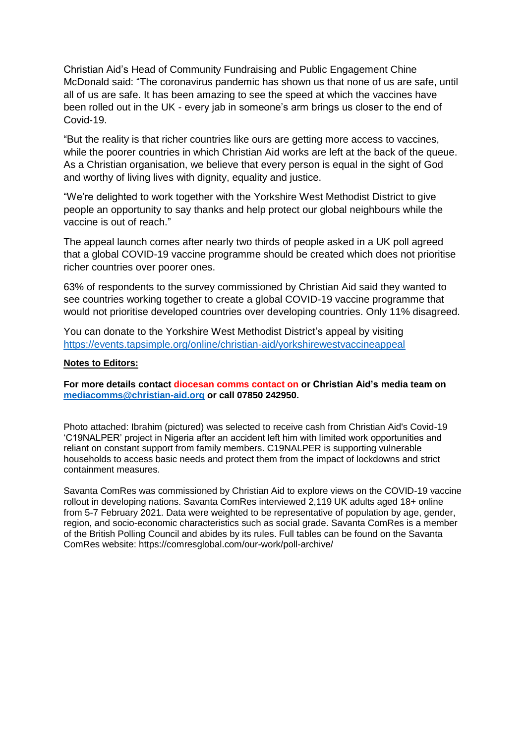Christian Aid's Head of Community Fundraising and Public Engagement Chine McDonald said: "The coronavirus pandemic has shown us that none of us are safe, until all of us are safe. It has been amazing to see the speed at which the vaccines have been rolled out in the UK - every jab in someone's arm brings us closer to the end of Covid-19.

"But the reality is that richer countries like ours are getting more access to vaccines, while the poorer countries in which Christian Aid works are left at the back of the queue. As a Christian organisation, we believe that every person is equal in the sight of God and worthy of living lives with dignity, equality and justice.

"We're delighted to work together with the Yorkshire West Methodist District to give people an opportunity to say thanks and help protect our global neighbours while the vaccine is out of reach."

The appeal launch comes after nearly two thirds of people asked in a UK poll agreed that a global COVID-19 vaccine programme should be created which does not prioritise richer countries over poorer ones.

63% of respondents to the survey commissioned by Christian Aid said they wanted to see countries working together to create a global COVID-19 vaccine programme that would not prioritise developed countries over developing countries. Only 11% disagreed.

You can donate to the Yorkshire West Methodist District's appeal by visiting [https://events.tapsimple.org/online/christian-aid/yorkshirewestvaccineappeal](https://events.tapsimple.org/online/christian-aid/yorkshirewestvaccineappeal)

**Notes to Editors:**

**For more details contact diocesan comms contact on or Christian Aid's media team on [mediacomms@christian-aid.org](mailto:mediacomms@christian-aid.org) or call 07850 242950.**

Photo attached: Ibrahim (pictured) was selected to receive cash from Christian Aid's Covid-19 'C19NALPER' project in Nigeria after an accident left him with limited work opportunities and reliant on constant support from family members. C19NALPER is supporting vulnerable households to access basic needs and protect them from the impact of lockdowns and strict containment measures.

Savanta ComRes was commissioned by Christian Aid to explore views on the COVID-19 vaccine rollout in developing nations. Savanta ComRes interviewed 2,119 UK adults aged 18+ online from 5-7 February 2021. Data were weighted to be representative of population by age, gender, region, and socio-economic characteristics such as social grade. Savanta ComRes is a member of the British Polling Council and abides by its rules. Full tables can be found on the Savanta ComRes website: https://comresglobal.com/our-work/poll-archive/